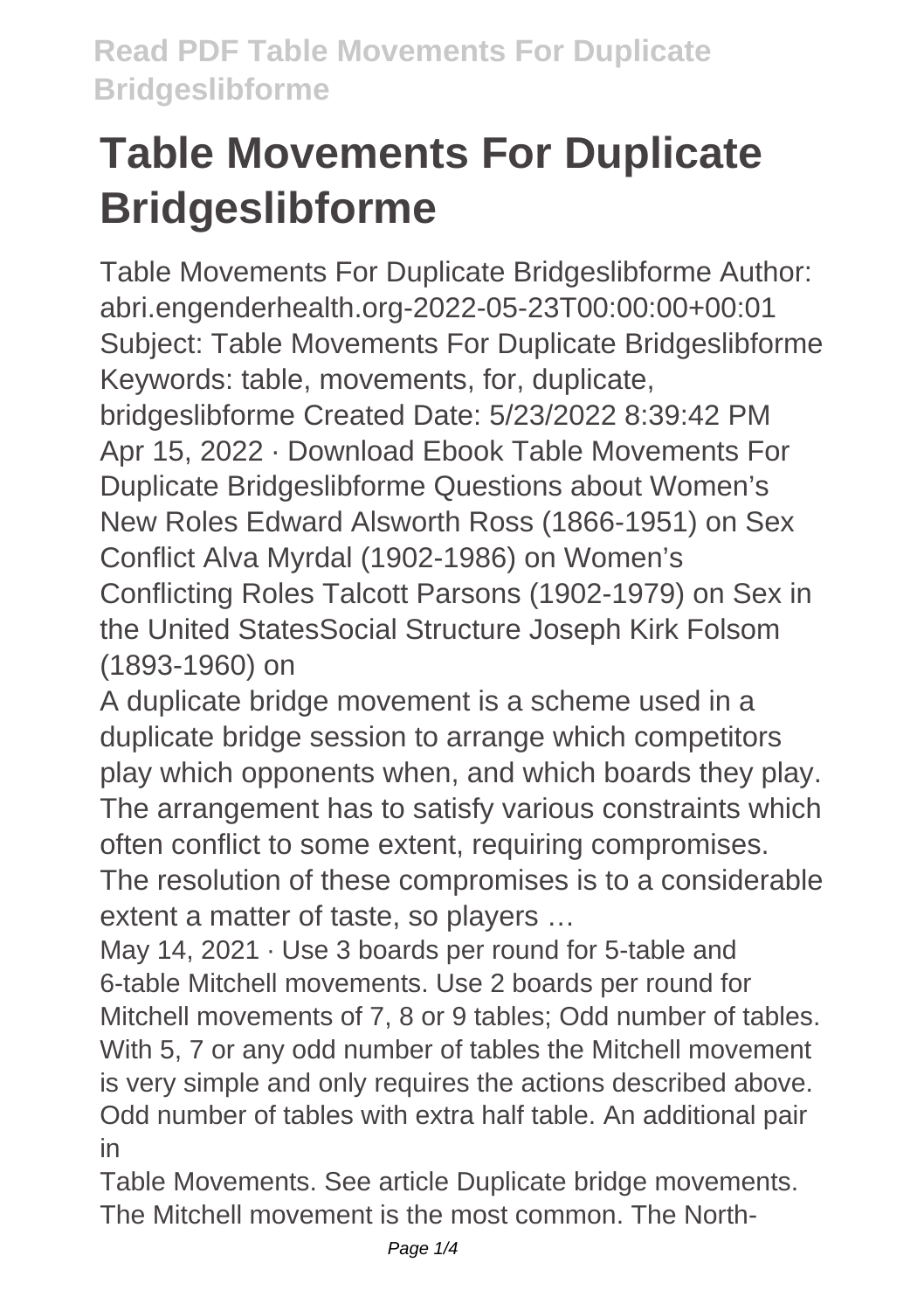# Table Movements For Duplicate Bridgeslibforme

Table Movements For Duplicate Bridgeslibforme Author: abri.engenderhealth.org-2022-05-23T00:00:00+00:01 Subject: Table Movements For Duplicate Bridgeslibforme Keywords: table, movements, for, duplicate, bridgeslibforme Created Date: 5/23/2022 8:39:42 PM Apr 15, 2022 · Download Ebook Table Movements For Duplicate Bridgeslibforme Questions about Women's New Roles Edward Alsworth Ross (1866-1951) on Sex Conflict Alva Myrdal (1902-1986) on Women's Conflicting Roles Talcott Parsons (1902-1979) on Sex in the United StatesSocial Structure Joseph Kirk Folsom (1893-1960) on

A duplicate bridge movement is a scheme used in a duplicate bridge session to arrange which competitors play which opponents when, and which boards they play. The arrangement has to satisfy various constraints which often conflict to some extent, requiring compromises. The resolution of these compromises is to a considerable extent a matter of taste, so players …

May 14, 2021 · Use 3 boards per round for 5-table and 6-table Mitchell movements. Use 2 boards per round for Mitchell movements of 7, 8 or 9 tables; Odd number of tables. With 5, 7 or any odd number of tables the Mitchell movement is very simple and only requires the actions described above. Odd number of tables with extra half table. An additional pair in

Table Movements. See article Duplicate bridge movements. The Mitchell movement is the most common. The North-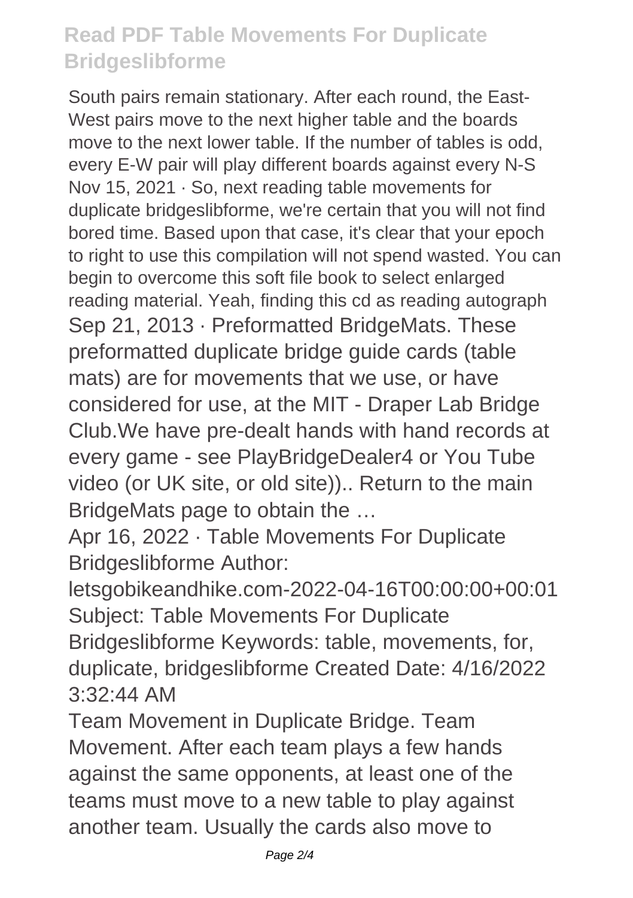South pairs remain stationary. After each round, the East-West pairs move to the next higher table and the boards move to the next lower table. If the number of tables is odd, every E-W pair will play different boards against every N-S Nov 15, 2021 · So, next reading table movements for duplicate bridgeslibforme, we're certain that you will not find bored time. Based upon that case, it's clear that your epoch to right to use this compilation will not spend wasted. You can begin to overcome this soft file book to select enlarged reading material. Yeah, finding this cd as reading autograph Sep 21, 2013 · Preformatted BridgeMats. These preformatted duplicate bridge guide cards (table mats) are for movements that we use, or have considered for use, at the MIT - Draper Lab Bridge Club.We have pre-dealt hands with hand records at every game - see PlayBridgeDealer4 or You Tube video (or UK site, or old site)).. Return to the main BridgeMats page to obtain the …

Apr 16, 2022 · Table Movements For Duplicate Bridgeslibforme Author: letsgobikeandhike.com-2022-04-16T00:00:00+00:01 Subject: Table Movements For Duplicate Bridgeslibforme Keywords: table, movements, for, duplicate, bridgeslibforme Created Date: 4/16/2022 3:32:44 AM

Team Movement in Duplicate Bridge. Team Movement. After each team plays a few hands against the same opponents, at least one of the teams must move to a new table to play against another team. Usually the cards also move to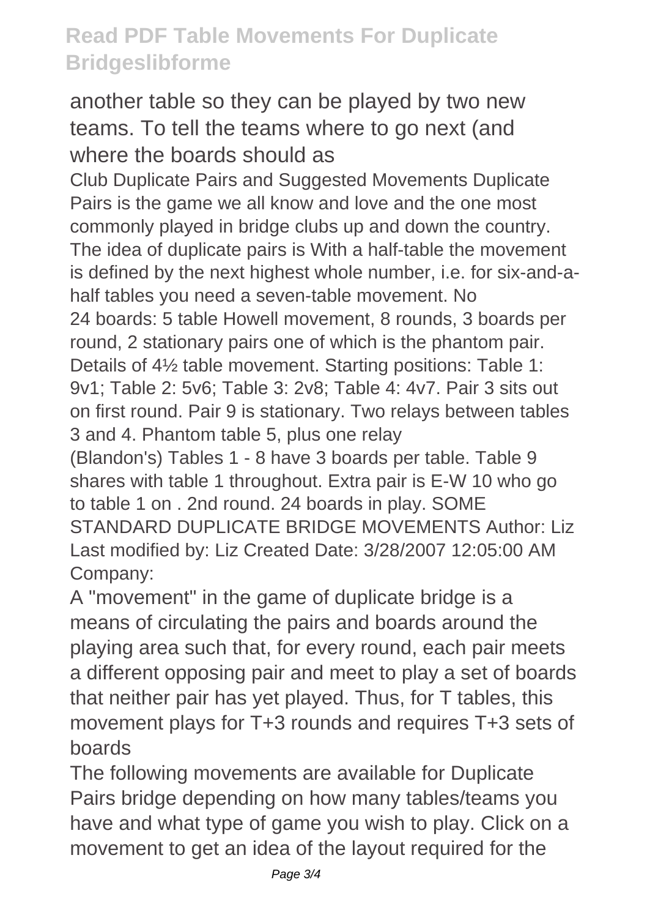another table so they can be played by two new teams. To tell the teams where to go next (and where the boards should as

Club Duplicate Pairs and Suggested Movements Duplicate Pairs is the game we all know and love and the one most commonly played in bridge clubs up and down the country. The idea of duplicate pairs is With a half-table the movement is defined by the next highest whole number, i.e. for six-and-a-half tables you need a seven-table movement. No 24 boards: 5 table Howell movement, 8 rounds, 3 boards per round, 2 stationary pairs one of which is the phantom pair. Details of 4½ table movement. Starting positions: Table 1: 9v1; Table 2: 5v6; Table 3: 2v8; Table 4: 4v7. Pair 3 sits out on first round. Pair 9 is stationary. Two relays between tables 3 and 4. Phantom table 5, plus one relay (Blandon's) Tables 1 - 8 have 3 boards per table. Table 9 shares with table 1 throughout. Extra pair is E-W 10 who go to table 1 on . 2nd round. 24 boards in play. SOME STANDARD DUPLICATE BRIDGE MOVEMENTS Author: Liz Last modified by: Liz Created Date: 3/28/2007 12:05:00 AM Company:

A "movement" in the game of duplicate bridge is a means of circulating the pairs and boards around the playing area such that, for every round, each pair meets a different opposing pair and meet to play a set of boards that neither pair has yet played. Thus, for T tables, this movement plays for T+3 rounds and requires T+3 sets of boards

The following movements are available for Duplicate Pairs bridge depending on how many tables/teams you have and what type of game you wish to play. Click on a movement to get an idea of the layout required for the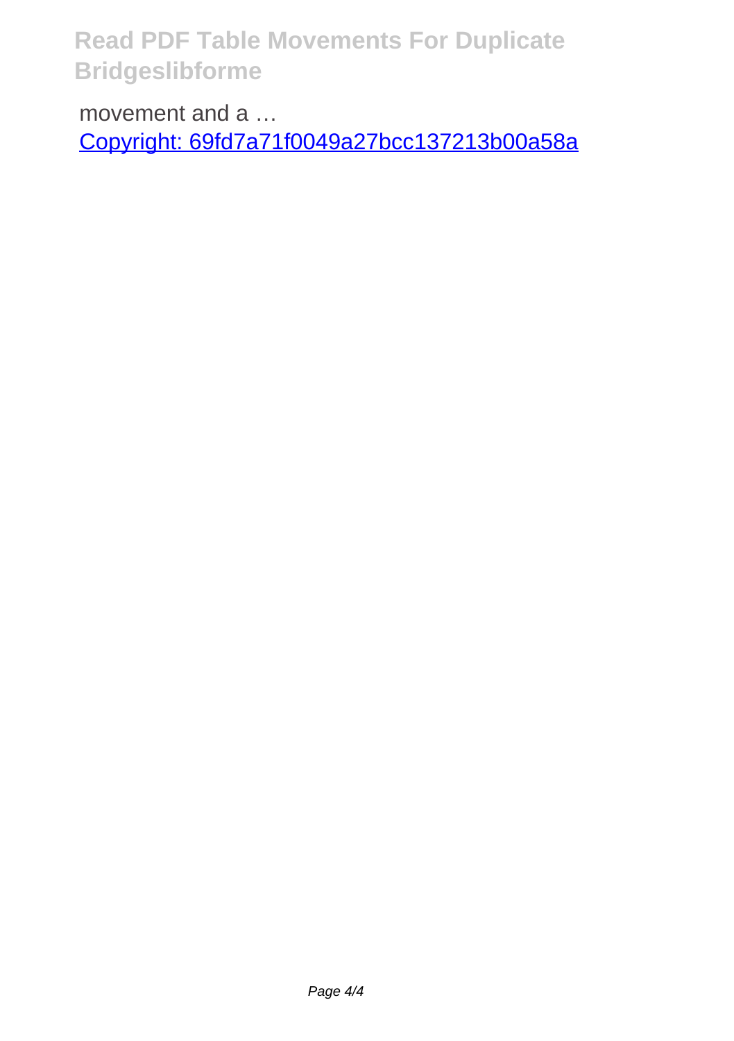movement and a …

[Copyright: 69fd7a71f0049a27bcc137213b00a58a]